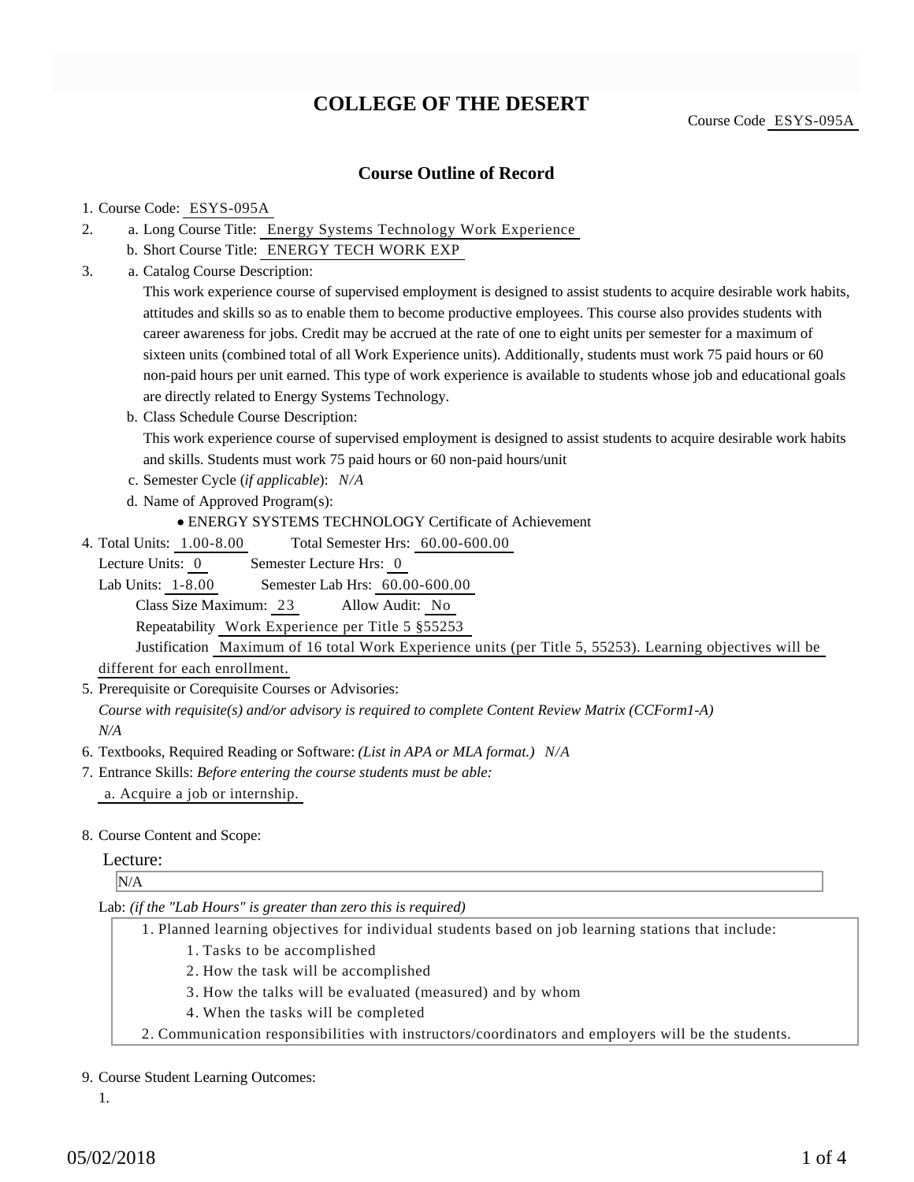# COLLEGE OF THE DESERT

Course Code ESYS-095A

## Course Outline of Record

1. Course Code: ESYS-095A
2. a. Long Course Title: Energy Systems Technology Work Experience
   b. Short Course Title: ENERGY TECH WORK EXP
3. a. Catalog Course Description:
   This work experience course of supervised employment is designed to assist students to acquire desirable work habits, attitudes and skills so as to enable them to become productive employees. This course also provides students with career awareness for jobs. Credit may be accrued at the rate of one to eight units per semester for a maximum of sixteen units (combined total of all Work Experience units). Additionally, students must work 75 paid hours or 60 non-paid hours per unit earned. This type of work experience is available to students whose job and educational goals are directly related to Energy Systems Technology.
   b. Class Schedule Course Description:
   This work experience course of supervised employment is designed to assist students to acquire desirable work habits and skills. Students must work 75 paid hours or 60 non-paid hours/unit
   c. Semester Cycle (*if applicable*): *N/A*
   d. Name of Approved Program(s):
      - ENERGY SYSTEMS TECHNOLOGY Certificate of Achievement
4. Total Units: 1.00-8.00 Total Semester Hrs: 60.00-600.00
   Lecture Units: 0 Semester Lecture Hrs: 0
   Lab Units: 1-8.00 Semester Lab Hrs: 60.00-600.00
   Class Size Maximum: 23 Allow Audit: No
   Repeatability Work Experience per Title 5 §55253
   Justification Maximum of 16 total Work Experience units (per Title 5, 55253). Learning objectives will be different for each enrollment.
5. Prerequisite or Corequisite Courses or Advisories:
   *Course with requisite(s) and/or advisory is required to complete Content Review Matrix (CCForm1-A)*
   *N/A*
6. Textbooks, Required Reading or Software: *(List in APA or MLA format.)* *N/A*
7. Entrance Skills: *Before entering the course students must be able:*
   a. Acquire a job or internship.
8. Course Content and Scope:

   Lecture:

   N/A

   Lab: *(if the "Lab Hours" is greater than zero this is required)*

   1. Planned learning objectives for individual students based on job learning stations that include:
      1. Tasks to be accomplished
      2. How the task will be accomplished
      3. How the talks will be evaluated (measured) and by whom
      4. When the tasks will be completed
   2. Communication responsibilities with instructors/coordinators and employers will be the students.

9. Course Student Learning Outcomes:
   1.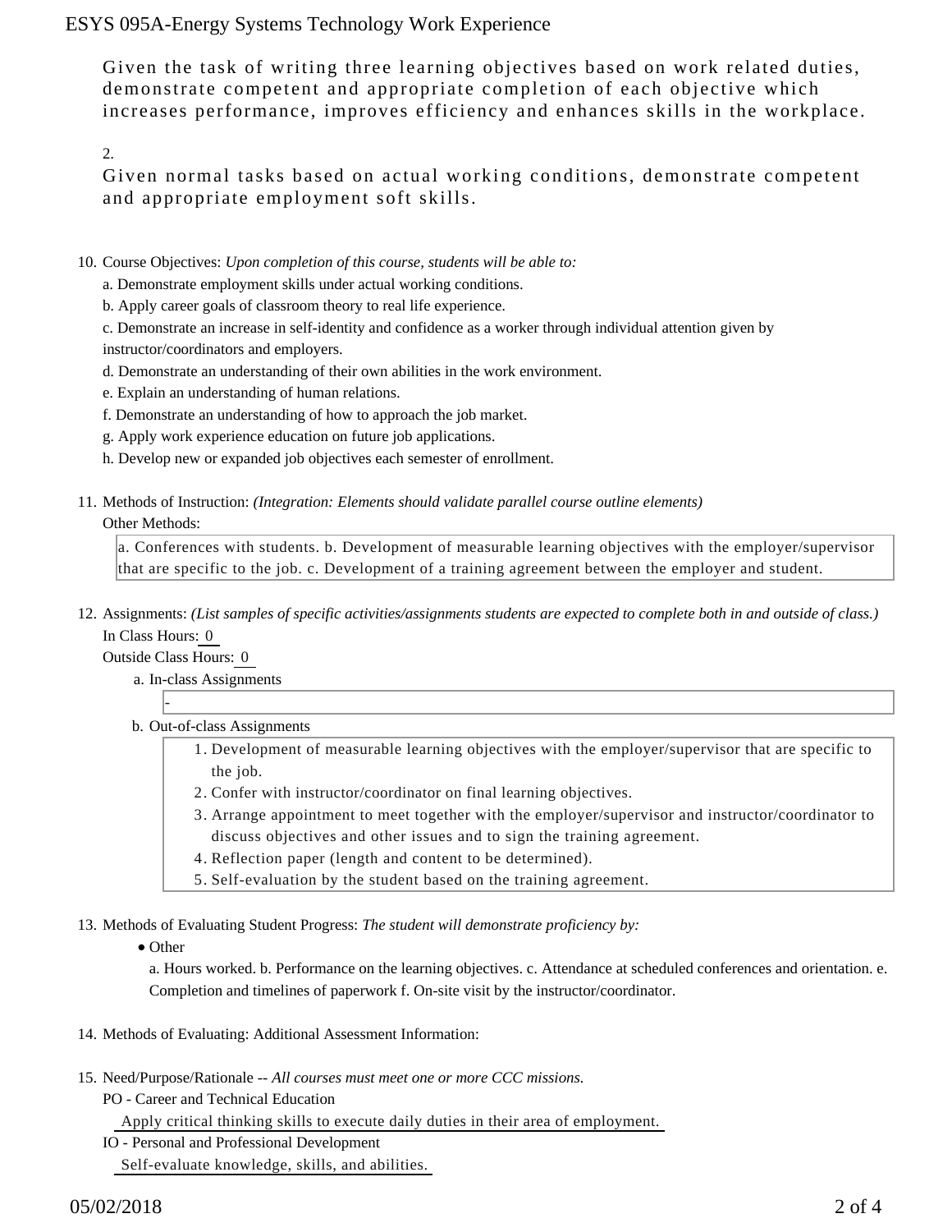Given the task of writing three learning objectives based on work related duties, demonstrate competent and appropriate completion of each objective which increases performance, improves efficiency and enhances skills in the workplace.

2.

Given normal tasks based on actual working conditions, demonstrate competent and appropriate employment soft skills.

10. Course Objectives: *Upon completion of this course, students will be able to:*

    a. Demonstrate employment skills under actual working conditions.

    b. Apply career goals of classroom theory to real life experience.

    c. Demonstrate an increase in self-identity and confidence as a worker through individual attention given by instructor/coordinators and employers.

    d. Demonstrate an understanding of their own abilities in the work environment.

    e. Explain an understanding of human relations.

    f. Demonstrate an understanding of how to approach the job market.

    g. Apply work experience education on future job applications.

    h. Develop new or expanded job objectives each semester of enrollment.

11. Methods of Instruction: *(Integration: Elements should validate parallel course outline elements)*

    Other Methods:

    a. Conferences with students. b. Development of measurable learning objectives with the employer/supervisor that are specific to the job. c. Development of a training agreement between the employer and student.

12. Assignments: *(List samples of specific activities/assignments students are expected to complete both in and outside of class.)*

    In Class Hours: 0

    Outside Class Hours: 0

    a. In-class Assignments

       -

    b. Out-of-class Assignments

       1. Development of measurable learning objectives with the employer/supervisor that are specific to the job.
       2. Confer with instructor/coordinator on final learning objectives.
       3. Arrange appointment to meet together with the employer/supervisor and instructor/coordinator to discuss objectives and other issues and to sign the training agreement.
       4. Reflection paper (length and content to be determined).
       5. Self-evaluation by the student based on the training agreement.

13. Methods of Evaluating Student Progress: *The student will demonstrate proficiency by:*

    - Other

      a. Hours worked. b. Performance on the learning objectives. c. Attendance at scheduled conferences and orientation. e. Completion and timelines of paperwork f. On-site visit by the instructor/coordinator.

14. Methods of Evaluating: Additional Assessment Information:

15. Need/Purpose/Rationale -- *All courses must meet one or more CCC missions.*

    PO - Career and Technical Education

    Apply critical thinking skills to execute daily duties in their area of employment.

    IO - Personal and Professional Development

    Self-evaluate knowledge, skills, and abilities.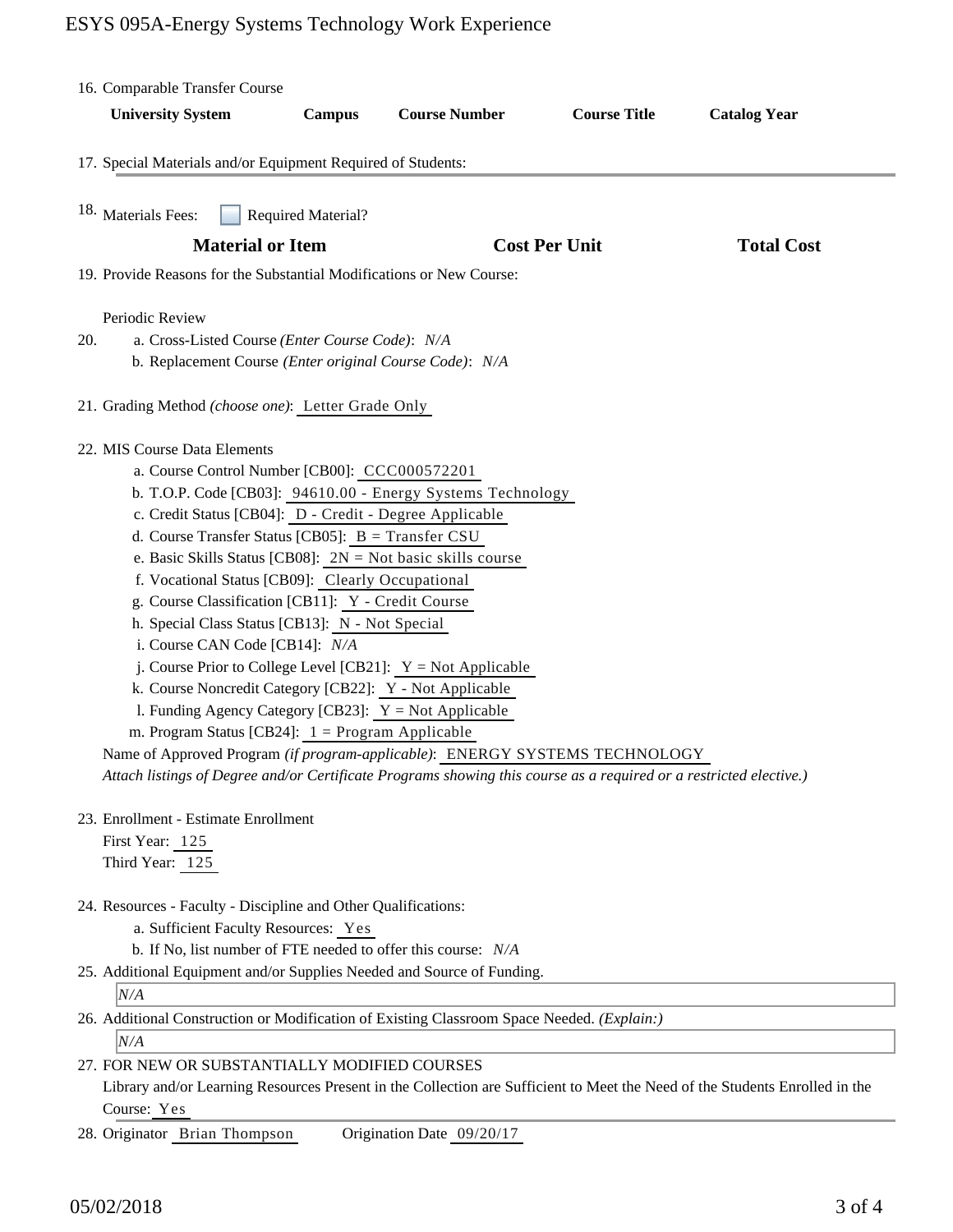16. Comparable Transfer Course

| University System | Campus | Course Number | Course Title | Catalog Year |
|---|---|---|---|---|

17. Special Materials and/or Equipment Required of Students:

18. Materials Fees: ☐ Required Material?

| Material or Item | Cost Per Unit | Total Cost |
|---|---|---|

19. Provide Reasons for the Substantial Modifications or New Course:

Periodic Review

20. a. Cross-Listed Course *(Enter Course Code)*: *N/A*
    b. Replacement Course *(Enter original Course Code)*: *N/A*

21. Grading Method *(choose one)*: Letter Grade Only

22. MIS Course Data Elements
    a. Course Control Number [CB00]: CCC000572201
    b. T.O.P. Code [CB03]: 94610.00 - Energy Systems Technology
    c. Credit Status [CB04]: D - Credit - Degree Applicable
    d. Course Transfer Status [CB05]: B = Transfer CSU
    e. Basic Skills Status [CB08]: 2N = Not basic skills course
    f. Vocational Status [CB09]: Clearly Occupational
    g. Course Classification [CB11]: Y - Credit Course
    h. Special Class Status [CB13]: N - Not Special
    i. Course CAN Code [CB14]: *N/A*
    j. Course Prior to College Level [CB21]: Y = Not Applicable
    k. Course Noncredit Category [CB22]: Y - Not Applicable
    l. Funding Agency Category [CB23]: Y = Not Applicable
    m. Program Status [CB24]: 1 = Program Applicable

    Name of Approved Program *(if program-applicable)*: ENERGY SYSTEMS TECHNOLOGY

    *Attach listings of Degree and/or Certificate Programs showing this course as a required or a restricted elective.)*

23. Enrollment - Estimate Enrollment
    First Year: 125
    Third Year: 125

24. Resources - Faculty - Discipline and Other Qualifications:
    a. Sufficient Faculty Resources: Yes
    b. If No, list number of FTE needed to offer this course: *N/A*

25. Additional Equipment and/or Supplies Needed and Source of Funding.
    *N/A*

26. Additional Construction or Modification of Existing Classroom Space Needed. *(Explain:)*
    *N/A*

27. FOR NEW OR SUBSTANTIALLY MODIFIED COURSES
    Library and/or Learning Resources Present in the Collection are Sufficient to Meet the Need of the Students Enrolled in the Course: Yes

28. Originator Brian Thompson Origination Date 09/20/17